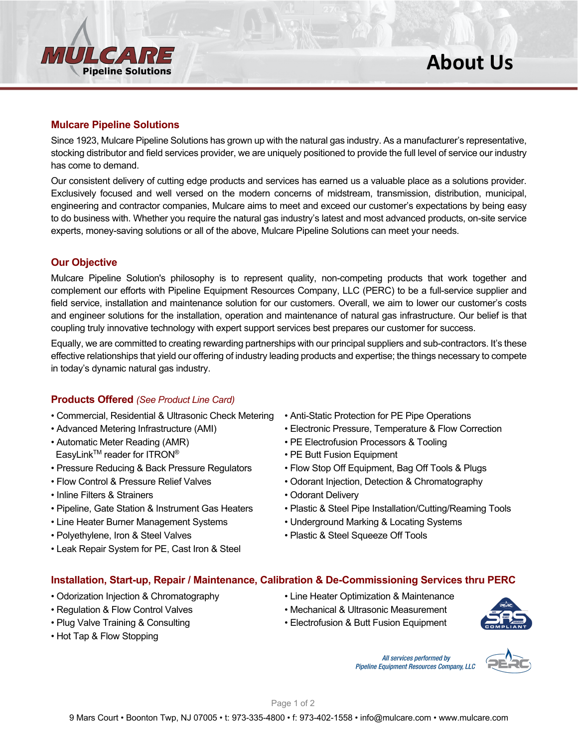# About Us

## Mulcare Pipeline Solutions

Since 1923, Mulcare Pipeline Solutions has grown up with the natural gas industry. As a manufacturer's representative, stocking distributor and field services provider, we are uniquely positioned to provide the full level of service our industry has come to demand.

Our consistent delivery of cutting edge products and services has earned us a valuable place as a solutions provider. Exclusively focused and well versed on the modern concerns of midstream, transmission, distribution, municipal, engineering and contractor companies, Mulcare aims to meet and exceed our customer's expectations by being easy to do business with. Whether you require the natural gas industry's latest and most advanced products, on-site service experts, money-saving solutions or all of the above, Mulcare Pipeline Solutions can meet your needs.

## Our Objective

Mulcare Pipeline Solution's philosophy is to represent quality, non-competing products that work together and complement our efforts with Pipeline Equipment Resources Company, LLC (PERC) to be a full-service supplier and field service, installation and maintenance solution for our customers. Overall, we aim to lower our customer's costs and engineer solutions for the installation, operation and maintenance of natural gas infrastructure. Our belief is that coupling truly innovative technology with expert support services best prepares our customer for success.

Equally, we are committed to creating rewarding partnerships with our principal suppliers and sub-contractors. It's these effective relationships that yield our offering of industry leading products and expertise; the things necessary to compete in today's dynamic natural gas industry.

## Products Offered *(See Product Line Card)*

- Commercial, Residential & Ultrasonic Check Metering
- Advanced Metering Infrastructure (AMI)
- Automatic Meter Reading (AMR) EasyLink™ reader for ITRON®
- Pressure Reducing & Back Pressure Regulators
- Flow Control & Pressure Relief Valves
- Inline Filters & Strainers
- Pipeline, Gate Station & Instrument Gas Heaters
- Line Heater Burner Management Systems
- Polyethylene, Iron & Steel Valves
- Leak Repair System for PE, Cast Iron & Steel
- Anti-Static Protection for PE Pipe Operations
- Electronic Pressure, Temperature & Flow Correction
- PE Electrofusion Processors & Tooling
- PE Butt Fusion Equipment
- Flow Stop Off Equipment, Bag Off Tools & Plugs
- Odorant Injection, Detection & Chromatography
- Odorant Delivery
- Plastic & Steel Pipe Installation/Cutting/Reaming Tools
- Underground Marking & Locating Systems
- Plastic & Steel Squeeze Off Tools

## Installation, Start-up, Repair / Maintenance, Calibration & De-Commissioning Services thru PERC

- Odorization Injection & Chromatography
- Regulation & Flow Control Valves
- Plug Valve Training & Consulting
- Hot Tap & Flow Stopping
- Line Heater Optimization & Maintenance
- Mechanical & Ultrasonic Measurement
- Electrofusion & Butt Fusion Equipment

*All services performed by Pipeline Equipment Resources Company, LLC*

9 Mars Court • Boonton Twp, NJ 07005 • t: 973-335-4800 • f: 973-402-1558 • info@mulcare.com • www.mulcare.com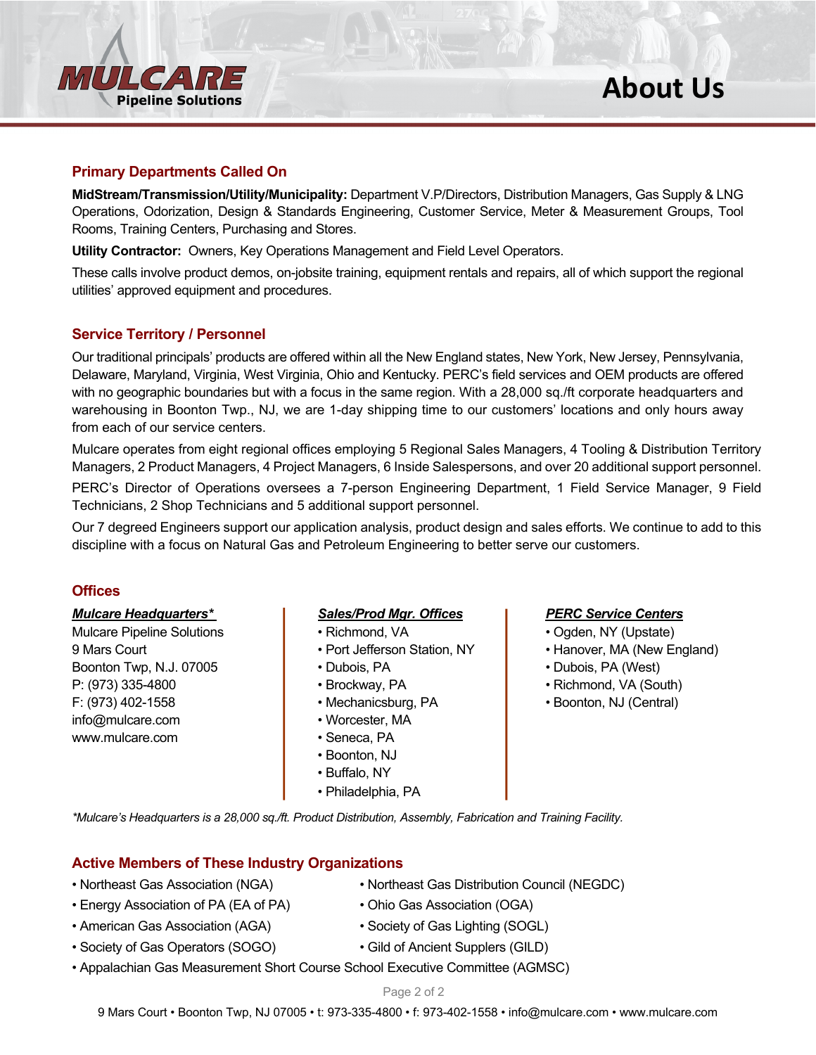# About Us

## Primary Departments Called On

**MidStream/Transmission/Utility/Municipality:** Department V.P/Directors, Distribution Managers, Gas Supply & LNG Operations, Odorization, Design & Standards Engineering, Customer Service, Meter & Measurement Groups, Tool Rooms, Training Centers, Purchasing and Stores.

**Utility Contractor:** Owners, Key Operations Management and Field Level Operators.

These calls involve product demos, on-jobsite training, equipment rentals and repairs, all of which support the regional utilities' approved equipment and procedures.

## Service Territory / Personnel

Our traditional principals' products are offered within all the New England states, New York, New Jersey, Pennsylvania, Delaware, Maryland, Virginia, West Virginia, Ohio and Kentucky. PERC's field services and OEM products are offered with no geographic boundaries but with a focus in the same region. With a 28,000 sq./ft corporate headquarters and warehousing in Boonton Twp., NJ, we are 1-day shipping time to our customers' locations and only hours away from each of our service centers.

Mulcare operates from eight regional offices employing 5 Regional Sales Managers, 4 Tooling & Distribution Territory Managers, 2 Product Managers, 4 Project Managers, 6 Inside Salespersons, and over 20 additional support personnel.

PERC's Director of Operations oversees a 7-person Engineering Department, 1 Field Service Manager, 9 Field Technicians, 2 Shop Technicians and 5 additional support personnel.

Our 7 degreed Engineers support our application analysis, product design and sales efforts. We continue to add to this discipline with a focus on Natural Gas and Petroleum Engineering to better serve our customers.

## Offices

***Mulcare Headquarters****

Mulcare Pipeline Solutions
9 Mars Court
Boonton Twp, N.J. 07005
P: (973) 335-4800
F: (973) 402-1558
info@mulcare.com
www.mulcare.com

***Sales/Prod Mgr. Offices***

- Richmond, VA
- Port Jefferson Station, NY
- Dubois, PA
- Brockway, PA
- Mechanicsburg, PA
- Worcester, MA
- Seneca, PA
- Boonton, NJ
- Buffalo, NY
- Philadelphia, PA

***PERC Service Centers***

- Ogden, NY (Upstate)
- Hanover, MA (New England)
- Dubois, PA (West)
- Richmond, VA (South)
- Boonton, NJ (Central)

*\*Mulcare's Headquarters is a 28,000 sq./ft. Product Distribution, Assembly, Fabrication and Training Facility.*

## Active Members of These Industry Organizations

- Northeast Gas Association (NGA)
- Northeast Gas Distribution Council (NEGDC)
- Energy Association of PA (EA of PA)
- Ohio Gas Association (OGA)
- American Gas Association (AGA)
- Society of Gas Lighting (SOGL)
- Society of Gas Operators (SOGO)
- Gild of Ancient Suppliers (GILD)
- Appalachian Gas Measurement Short Course School Executive Committee (AGMSC)